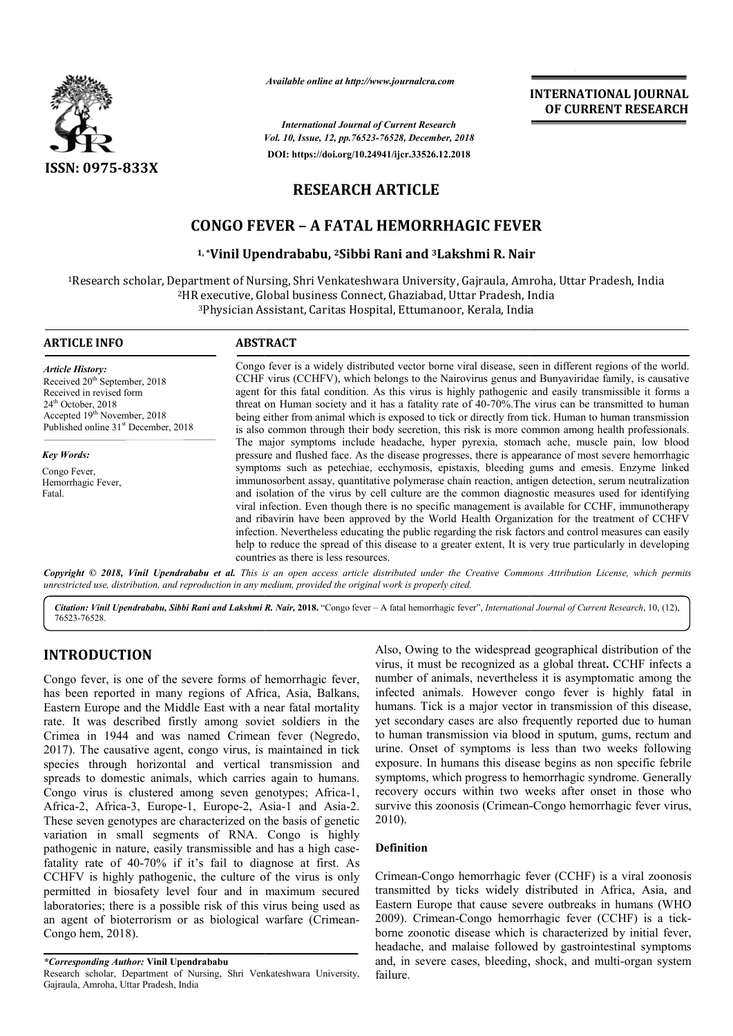*Available online at http://www.journalcra.com*

*International Journal of Current Research*
*Vol. 10, Issue, 12, pp.76523-76528, December, 2018*

**DOI: https://doi.org/10.24941/ijcr.33526.12.2018**

**INTERNATIONAL JOURNAL OF CURRENT RESEARCH**

**ISSN: 0975-833X**

## RESEARCH ARTICLE

# CONGO FEVER – A FATAL HEMORRHAGIC FEVER

**[1,*]Vinil Upendrababu, [2]Sibbi Rani and [3]Lakshmi R. Nair**

[1]Research scholar, Department of Nursing, Shri Venkateshwara University, Gajraula, Amroha, Uttar Pradesh, India
[2]HR executive, Global business Connect, Ghaziabad, Uttar Pradesh, India
[3]Physician Assistant, Caritas Hospital, Ettumanoor, Kerala, India

### ARTICLE INFO

*Article History:*
Received 20th September, 2018
Received in revised form
24th October, 2018
Accepted 19th November, 2018
Published online 31st December, 2018

*Key Words:*
Congo Fever,
Hemorrhagic Fever,
Fatal.

### ABSTRACT

Congo fever is a widely distributed vector borne viral disease, seen in different regions of the world. CCHF virus (CCHFV), which belongs to the Nairovirus genus and Bunyaviridae family, is causative agent for this fatal condition. As this virus is highly pathogenic and easily transmissible it forms a threat on Human society and it has a fatality rate of 40-70%.The virus can be transmitted to human being either from animal which is exposed to tick or directly from tick. Human to human transmission is also common through their body secretion, this risk is more common among health professionals. The major symptoms include headache, hyper pyrexia, stomach ache, muscle pain, low blood pressure and flushed face. As the disease progresses, there is appearance of most severe hemorrhagic symptoms such as petechiae, ecchymosis, epistaxis, bleeding gums and emesis. Enzyme linked immunosorbent assay, quantitative polymerase chain reaction, antigen detection, serum neutralization and isolation of the virus by cell culture are the common diagnostic measures used for identifying viral infection. Even though there is no specific management is available for CCHF, immunotherapy and ribavirin have been approved by the World Health Organization for the treatment of CCHFV infection. Nevertheless educating the public regarding the risk factors and control measures can easily help to reduce the spread of this disease to a greater extent, It is very true particularly in developing countries as there is less resources.

***Copyright © 2018, Vinil Upendrababu et al.*** *This is an open access article distributed under the Creative Commons Attribution License, which permits unrestricted use, distribution, and reproduction in any medium, provided the original work is properly cited.*

***Citation: Vinil Upendrababu, Sibbi Rani and Lakshmi R. Nair,* 2018.** "Congo fever – A fatal hemorrhagic fever", *International Journal of Current Research*, 10, (12), 76523-76528.

## INTRODUCTION

Congo fever, is one of the severe forms of hemorrhagic fever, has been reported in many regions of Africa, Asia, Balkans, Eastern Europe and the Middle East with a near fatal mortality rate. It was described firstly among soviet soldiers in the Crimea in 1944 and was named Crimean fever (Negredo, 2017). The causative agent, congo virus, is maintained in tick species through horizontal and vertical transmission and spreads to domestic animals, which carries again to humans. Congo virus is clustered among seven genotypes; Africa-1, Africa-2, Africa-3, Europe-1, Europe-2, Asia-1 and Asia-2. These seven genotypes are characterized on the basis of genetic variation in small segments of RNA. Congo is highly pathogenic in nature, easily transmissible and has a high case-fatality rate of 40-70% if it's fail to diagnose at first. As CCHFV is highly pathogenic, the culture of the virus is only permitted in biosafety level four and in maximum secured laboratories; there is a possible risk of this virus being used as an agent of bioterrorism or as biological warfare (Crimean-Congo hem, 2018).

Also, Owing to the widespread geographical distribution of the virus, it must be recognized as a global threat**.** CCHF infects a number of animals, nevertheless it is asymptomatic among the infected animals. However congo fever is highly fatal in humans. Tick is a major vector in transmission of this disease, yet secondary cases are also frequently reported due to human to human transmission via blood in sputum, gums, rectum and urine. Onset of symptoms is less than two weeks following exposure. In humans this disease begins as non specific febrile symptoms, which progress to hemorrhagic syndrome. Generally recovery occurs within two weeks after onset in those who survive this zoonosis (Crimean-Congo hemorrhagic fever virus, 2010).

### Definition

Crimean-Congo hemorrhagic fever (CCHF) is a viral zoonosis transmitted by ticks widely distributed in Africa, Asia, and Eastern Europe that cause severe outbreaks in humans (WHO 2009). Crimean-Congo hemorrhagic fever (CCHF) is a tick-borne zoonotic disease which is characterized by initial fever, headache, and malaise followed by gastrointestinal symptoms and, in severe cases, bleeding, shock, and multi-organ system failure.

***Corresponding Author:* Vinil Upendrababu**
Research scholar, Department of Nursing, Shri Venkateshwara University, Gajraula, Amroha, Uttar Pradesh, India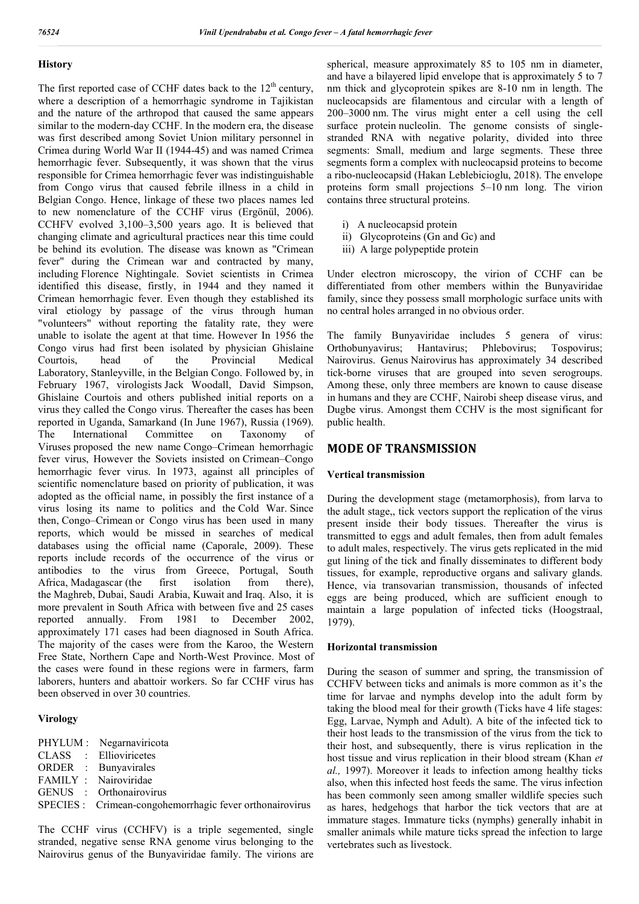### History

The first reported case of CCHF dates back to the 12th century, where a description of a hemorrhagic syndrome in Tajikistan and the nature of the arthropod that caused the same appears similar to the modern-day CCHF. In the modern era, the disease was first described among Soviet Union military personnel in Crimea during World War II (1944-45) and was named Crimea hemorrhagic fever. Subsequently, it was shown that the virus responsible for Crimea hemorrhagic fever was indistinguishable from Congo virus that caused febrile illness in a child in Belgian Congo. Hence, linkage of these two places names led to new nomenclature of the CCHF virus (Ergönül, 2006). CCHFV evolved 3,100–3,500 years ago. It is believed that changing climate and agricultural practices near this time could be behind its evolution. The disease was known as "Crimean fever" during the Crimean war and contracted by many, including Florence Nightingale. Soviet scientists in Crimea identified this disease, firstly, in 1944 and they named it Crimean hemorrhagic fever. Even though they established its viral etiology by passage of the virus through human "volunteers" without reporting the fatality rate, they were unable to isolate the agent at that time. However In 1956 the Congo virus had first been isolated by physician Ghislaine Courtois, head of the Provincial Medical Laboratory, Stanleyville, in the Belgian Congo. Followed by, in February 1967, virologists Jack Woodall, David Simpson, Ghislaine Courtois and others published initial reports on a virus they called the Congo virus. Thereafter the cases has been reported in Uganda, Samarkand (In June 1967), Russia (1969). The International Committee on Taxonomy of Viruses proposed the new name Congo–Crimean hemorrhagic fever virus, However the Soviets insisted on Crimean–Congo hemorrhagic fever virus. In 1973, against all principles of scientific nomenclature based on priority of publication, it was adopted as the official name, in possibly the first instance of a virus losing its name to politics and the Cold War. Since then, Congo–Crimean or Congo virus has been used in many reports, which would be missed in searches of medical databases using the official name (Caporale, 2009). These reports include records of the occurrence of the virus or antibodies to the virus from Greece, Portugal, South Africa, Madagascar (the first isolation from there), the Maghreb, Dubai, Saudi Arabia, Kuwait and Iraq. Also, it is more prevalent in South Africa with between five and 25 cases reported annually. From 1981 to December 2002, approximately 171 cases had been diagnosed in South Africa. The majority of the cases were from the Karoo, the Western Free State, Northern Cape and North-West Province. Most of the cases were found in these regions were in farmers, farm laborers, hunters and abattoir workers. So far CCHF virus has been observed in over 30 countries.

### Virology

PHYLUM : Negarnaviricota
CLASS : Ellioviricetes
ORDER : Bunyavirales
FAMILY : Nairoviridae
GENUS : Orthonairovirus
SPECIES : Crimean-congohemorrhagic fever orthonairovirus

The CCHF virus (CCHFV) is a triple segemented, single stranded, negative sense RNA genome virus belonging to the Nairovirus genus of the Bunyaviridae family. The virions are spherical, measure approximately 85 to 105 nm in diameter, and have a bilayered lipid envelope that is approximately 5 to 7 nm thick and glycoprotein spikes are 8-10 nm in length. The nucleocapsids are filamentous and circular with a length of 200–3000 nm. The virus might enter a cell using the cell surface protein nucleolin. The genome consists of single-stranded RNA with negative polarity, divided into three segments: Small, medium and large segments. These three segments form a complex with nucleocapsid proteins to become a ribo-nucleocapsid (Hakan Leblebicioglu, 2018). The envelope proteins form small projections 5–10 nm long. The virion contains three structural proteins.

i) A nucleocapsid protein
ii) Glycoproteins (Gn and Gc) and
iii) A large polypeptide protein

Under electron microscopy, the virion of CCHF can be differentiated from other members within the Bunyaviridae family, since they possess small morphologic surface units with no central holes arranged in no obvious order.

The family Bunyaviridae includes 5 genera of virus: Orthobunyavirus; Hantavirus; Phlebovirus; Tospovirus; Nairovirus. Genus Nairovirus has approximately 34 described tick-borne viruses that are grouped into seven serogroups. Among these, only three members are known to cause disease in humans and they are CCHF, Nairobi sheep disease virus, and Dugbe virus. Amongst them CCHV is the most significant for public health.

## MODE OF TRANSMISSION

### Vertical transmission

During the development stage (metamorphosis), from larva to the adult stage,, tick vectors support the replication of the virus present inside their body tissues. Thereafter the virus is transmitted to eggs and adult females, then from adult females to adult males, respectively. The virus gets replicated in the mid gut lining of the tick and finally disseminates to different body tissues, for example, reproductive organs and salivary glands. Hence, via transovarian transmission, thousands of infected eggs are being produced, which are sufficient enough to maintain a large population of infected ticks (Hoogstraal, 1979).

### Horizontal transmission

During the season of summer and spring, the transmission of CCHFV between ticks and animals is more common as it's the time for larvae and nymphs develop into the adult form by taking the blood meal for their growth (Ticks have 4 life stages: Egg, Larvae, Nymph and Adult). A bite of the infected tick to their host leads to the transmission of the virus from the tick to their host, and subsequently, there is virus replication in the host tissue and virus replication in their blood stream (Khan *et al.,* 1997). Moreover it leads to infection among healthy ticks also, when this infected host feeds the same. The virus infection has been commonly seen among smaller wildlife species such as hares, hedgehogs that harbor the tick vectors that are at immature stages. Immature ticks (nymphs) generally inhabit in smaller animals while mature ticks spread the infection to large vertebrates such as livestock.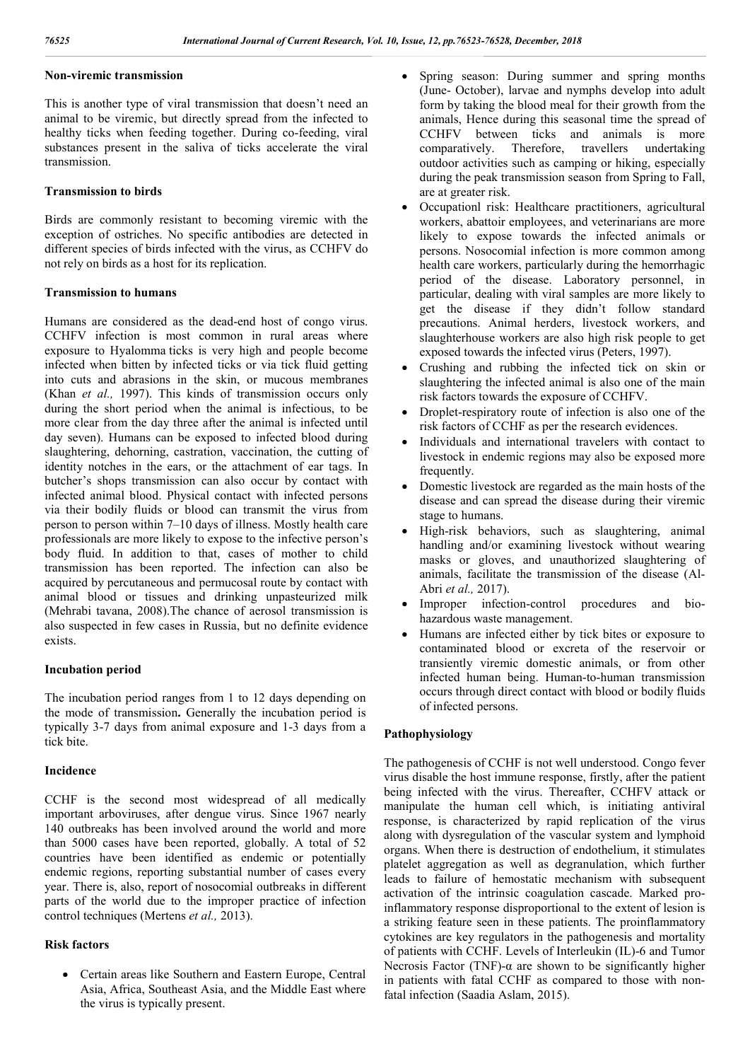### Non-viremic transmission

This is another type of viral transmission that doesn't need an animal to be viremic, but directly spread from the infected to healthy ticks when feeding together. During co-feeding, viral substances present in the saliva of ticks accelerate the viral transmission.

### Transmission to birds

Birds are commonly resistant to becoming viremic with the exception of ostriches. No specific antibodies are detected in different species of birds infected with the virus, as CCHFV do not rely on birds as a host for its replication.

### Transmission to humans

Humans are considered as the dead-end host of congo virus. CCHFV infection is most common in rural areas where exposure to Hyalomma ticks is very high and people become infected when bitten by infected ticks or via tick fluid getting into cuts and abrasions in the skin, or mucous membranes (Khan *et al.,* 1997). This kinds of transmission occurs only during the short period when the animal is infectious, to be more clear from the day three after the animal is infected until day seven). Humans can be exposed to infected blood during slaughtering, dehorning, castration, vaccination, the cutting of identity notches in the ears, or the attachment of ear tags. In butcher's shops transmission can also occur by contact with infected animal blood. Physical contact with infected persons via their bodily fluids or blood can transmit the virus from person to person within 7–10 days of illness. Mostly health care professionals are more likely to expose to the infective person's body fluid. In addition to that, cases of mother to child transmission has been reported. The infection can also be acquired by percutaneous and permucosal route by contact with animal blood or tissues and drinking unpasteurized milk (Mehrabi tavana, 2008).The chance of aerosol transmission is also suspected in few cases in Russia, but no definite evidence exists.

### Incubation period

The incubation period ranges from 1 to 12 days depending on the mode of transmission**.** Generally the incubation period is typically 3-7 days from animal exposure and 1-3 days from a tick bite.

### Incidence

CCHF is the second most widespread of all medically important arboviruses, after dengue virus. Since 1967 nearly 140 outbreaks has been involved around the world and more than 5000 cases have been reported, globally. A total of 52 countries have been identified as endemic or potentially endemic regions, reporting substantial number of cases every year. There is, also, report of nosocomial outbreaks in different parts of the world due to the improper practice of infection control techniques (Mertens *et al.,* 2013).

### Risk factors

- Certain areas like Southern and Eastern Europe, Central Asia, Africa, Southeast Asia, and the Middle East where the virus is typically present.
- Spring season: During summer and spring months (June- October), larvae and nymphs develop into adult form by taking the blood meal for their growth from the animals, Hence during this seasonal time the spread of CCHFV between ticks and animals is more comparatively. Therefore, travellers undertaking outdoor activities such as camping or hiking, especially during the peak transmission season from Spring to Fall, are at greater risk.
- Occupationl risk: Healthcare practitioners, agricultural workers, abattoir employees, and veterinarians are more likely to expose towards the infected animals or persons. Nosocomial infection is more common among health care workers, particularly during the hemorrhagic period of the disease. Laboratory personnel, in particular, dealing with viral samples are more likely to get the disease if they didn't follow standard precautions. Animal herders, livestock workers, and slaughterhouse workers are also high risk people to get exposed towards the infected virus (Peters, 1997).
- Crushing and rubbing the infected tick on skin or slaughtering the infected animal is also one of the main risk factors towards the exposure of CCHFV.
- Droplet-respiratory route of infection is also one of the risk factors of CCHF as per the research evidences.
- Individuals and international travelers with contact to livestock in endemic regions may also be exposed more frequently.
- Domestic livestock are regarded as the main hosts of the disease and can spread the disease during their viremic stage to humans.
- High-risk behaviors, such as slaughtering, animal handling and/or examining livestock without wearing masks or gloves, and unauthorized slaughtering of animals, facilitate the transmission of the disease (Al-Abri *et al.,* 2017).
- Improper infection-control procedures and bio-hazardous waste management.
- Humans are infected either by tick bites or exposure to contaminated blood or excreta of the reservoir or transiently viremic domestic animals, or from other infected human being. Human-to-human transmission occurs through direct contact with blood or bodily fluids of infected persons.

### Pathophysiology

The pathogenesis of CCHF is not well understood. Congo fever virus disable the host immune response, firstly, after the patient being infected with the virus. Thereafter, CCHFV attack or manipulate the human cell which, is initiating antiviral response, is characterized by rapid replication of the virus along with dysregulation of the vascular system and lymphoid organs. When there is destruction of endothelium, it stimulates platelet aggregation as well as degranulation, which further leads to failure of hemostatic mechanism with subsequent activation of the intrinsic coagulation cascade. Marked pro-inflammatory response disproportional to the extent of lesion is a striking feature seen in these patients. The proinflammatory cytokines are key regulators in the pathogenesis and mortality of patients with CCHF. Levels of Interleukin (IL)-6 and Tumor Necrosis Factor (TNF)-α are shown to be significantly higher in patients with fatal CCHF as compared to those with non-fatal infection (Saadia Aslam, 2015).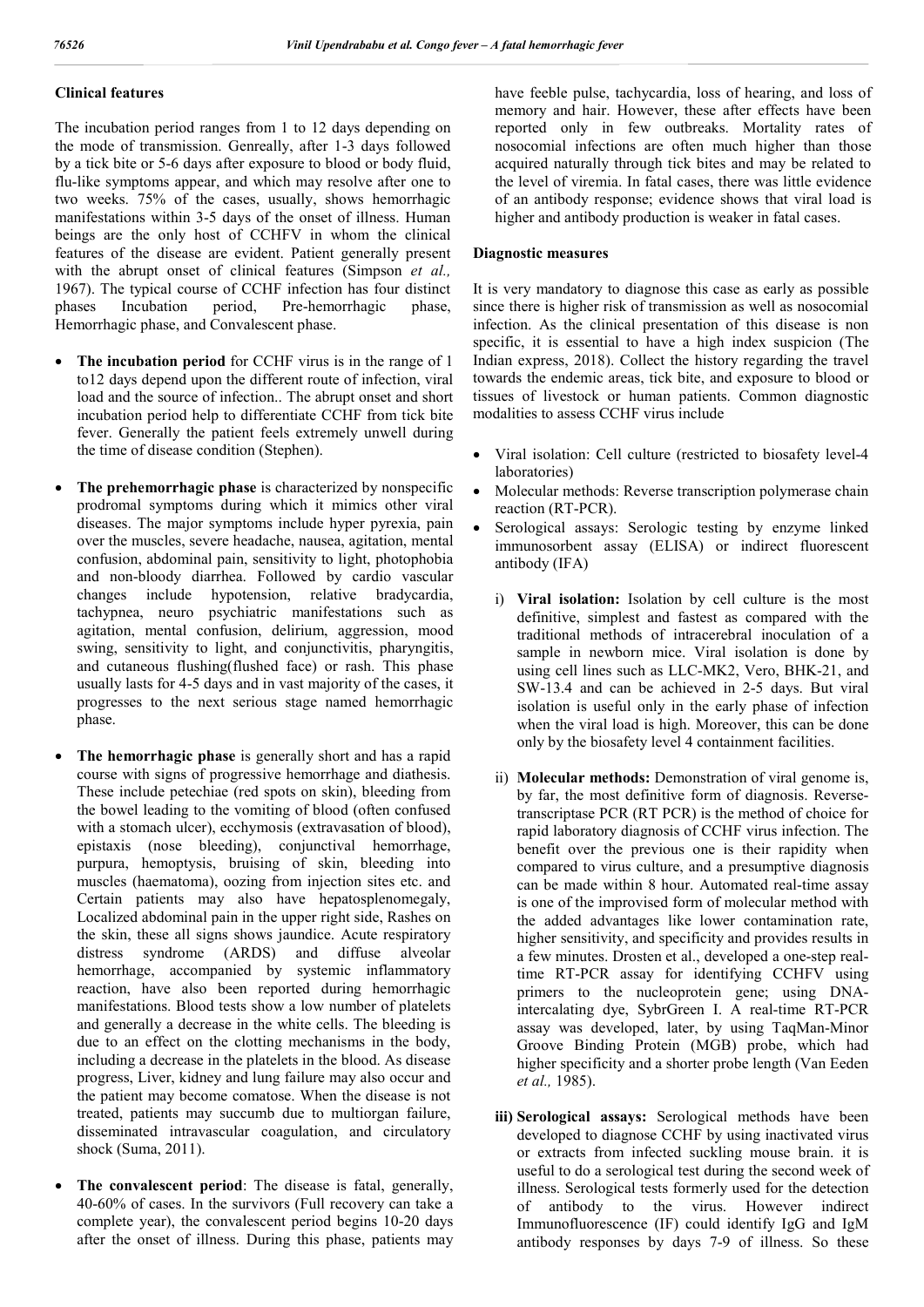### Clinical features

The incubation period ranges from 1 to 12 days depending on the mode of transmission. Genreally, after 1-3 days followed by a tick bite or 5-6 days after exposure to blood or body fluid, flu-like symptoms appear, and which may resolve after one to two weeks. 75% of the cases, usually, shows hemorrhagic manifestations within 3-5 days of the onset of illness. Human beings are the only host of CCHFV in whom the clinical features of the disease are evident. Patient generally present with the abrupt onset of clinical features (Simpson *et al.,* 1967). The typical course of CCHF infection has four distinct phases Incubation period, Pre-hemorrhagic phase, Hemorrhagic phase, and Convalescent phase.

- **The incubation period** for CCHF virus is in the range of 1 to12 days depend upon the different route of infection, viral load and the source of infection.. The abrupt onset and short incubation period help to differentiate CCHF from tick bite fever. Generally the patient feels extremely unwell during the time of disease condition (Stephen).
- **The prehemorrhagic phase** is characterized by nonspecific prodromal symptoms during which it mimics other viral diseases. The major symptoms include hyper pyrexia, pain over the muscles, severe headache, nausea, agitation, mental confusion, abdominal pain, sensitivity to light, photophobia and non-bloody diarrhea. Followed by cardio vascular changes include hypotension, relative bradycardia, tachypnea, neuro psychiatric manifestations such as agitation, mental confusion, delirium, aggression, mood swing, sensitivity to light, and conjunctivitis, pharyngitis, and cutaneous flushing(flushed face) or rash. This phase usually lasts for 4-5 days and in vast majority of the cases, it progresses to the next serious stage named hemorrhagic phase.
- **The hemorrhagic phase** is generally short and has a rapid course with signs of progressive hemorrhage and diathesis. These include petechiae (red spots on skin), bleeding from the bowel leading to the vomiting of blood (often confused with a stomach ulcer), ecchymosis (extravasation of blood), epistaxis (nose bleeding), conjunctival hemorrhage, purpura, hemoptysis, bruising of skin, bleeding into muscles (haematoma), oozing from injection sites etc. and Certain patients may also have hepatosplenomegaly, Localized abdominal pain in the upper right side, Rashes on the skin, these all signs shows jaundice. Acute respiratory distress syndrome (ARDS) and diffuse alveolar hemorrhage, accompanied by systemic inflammatory reaction, have also been reported during hemorrhagic manifestations. Blood tests show a low number of platelets and generally a decrease in the white cells. The bleeding is due to an effect on the clotting mechanisms in the body, including a decrease in the platelets in the blood. As disease progress, Liver, kidney and lung failure may also occur and the patient may become comatose. When the disease is not treated, patients may succumb due to multiorgan failure, disseminated intravascular coagulation, and circulatory shock (Suma, 2011).
- **The convalescent period**: The disease is fatal, generally, 40-60% of cases. In the survivors (Full recovery can take a complete year), the convalescent period begins 10-20 days after the onset of illness. During this phase, patients may have feeble pulse, tachycardia, loss of hearing, and loss of memory and hair. However, these after effects have been reported only in few outbreaks. Mortality rates of nosocomial infections are often much higher than those acquired naturally through tick bites and may be related to the level of viremia. In fatal cases, there was little evidence of an antibody response; evidence shows that viral load is higher and antibody production is weaker in fatal cases.

### Diagnostic measures

It is very mandatory to diagnose this case as early as possible since there is higher risk of transmission as well as nosocomial infection. As the clinical presentation of this disease is non specific, it is essential to have a high index suspicion (The Indian express, 2018). Collect the history regarding the travel towards the endemic areas, tick bite, and exposure to blood or tissues of livestock or human patients. Common diagnostic modalities to assess CCHF virus include

- Viral isolation: Cell culture (restricted to biosafety level-4 laboratories)
- Molecular methods: Reverse transcription polymerase chain reaction (RT-PCR).
- Serological assays: Serologic testing by enzyme linked immunosorbent assay (ELISA) or indirect fluorescent antibody (IFA)

i) **Viral isolation:** Isolation by cell culture is the most definitive, simplest and fastest as compared with the traditional methods of intracerebral inoculation of a sample in newborn mice. Viral isolation is done by using cell lines such as LLC-MK2, Vero, BHK-21, and SW-13.4 and can be achieved in 2-5 days. But viral isolation is useful only in the early phase of infection when the viral load is high. Moreover, this can be done only by the biosafety level 4 containment facilities.

ii) **Molecular methods:** Demonstration of viral genome is, by far, the most definitive form of diagnosis. Reverse-transcriptase PCR (RT PCR) is the method of choice for rapid laboratory diagnosis of CCHF virus infection. The benefit over the previous one is their rapidity when compared to virus culture, and a presumptive diagnosis can be made within 8 hour. Automated real-time assay is one of the improvised form of molecular method with the added advantages like lower contamination rate, higher sensitivity, and specificity and provides results in a few minutes. Drosten et al., developed a one-step real-time RT-PCR assay for identifying CCHFV using primers to the nucleoprotein gene; using DNA-intercalating dye, SybrGreen I. A real-time RT-PCR assay was developed, later, by using TaqMan-Minor Groove Binding Protein (MGB) probe, which had higher specificity and a shorter probe length (Van Eeden *et al.,* 1985).

iii) **Serological assays:** Serological methods have been developed to diagnose CCHF by using inactivated virus or extracts from infected suckling mouse brain. it is useful to do a serological test during the second week of illness. Serological tests formerly used for the detection of antibody to the virus. However indirect Immunofluorescence (IF) could identify IgG and IgM antibody responses by days 7-9 of illness. So these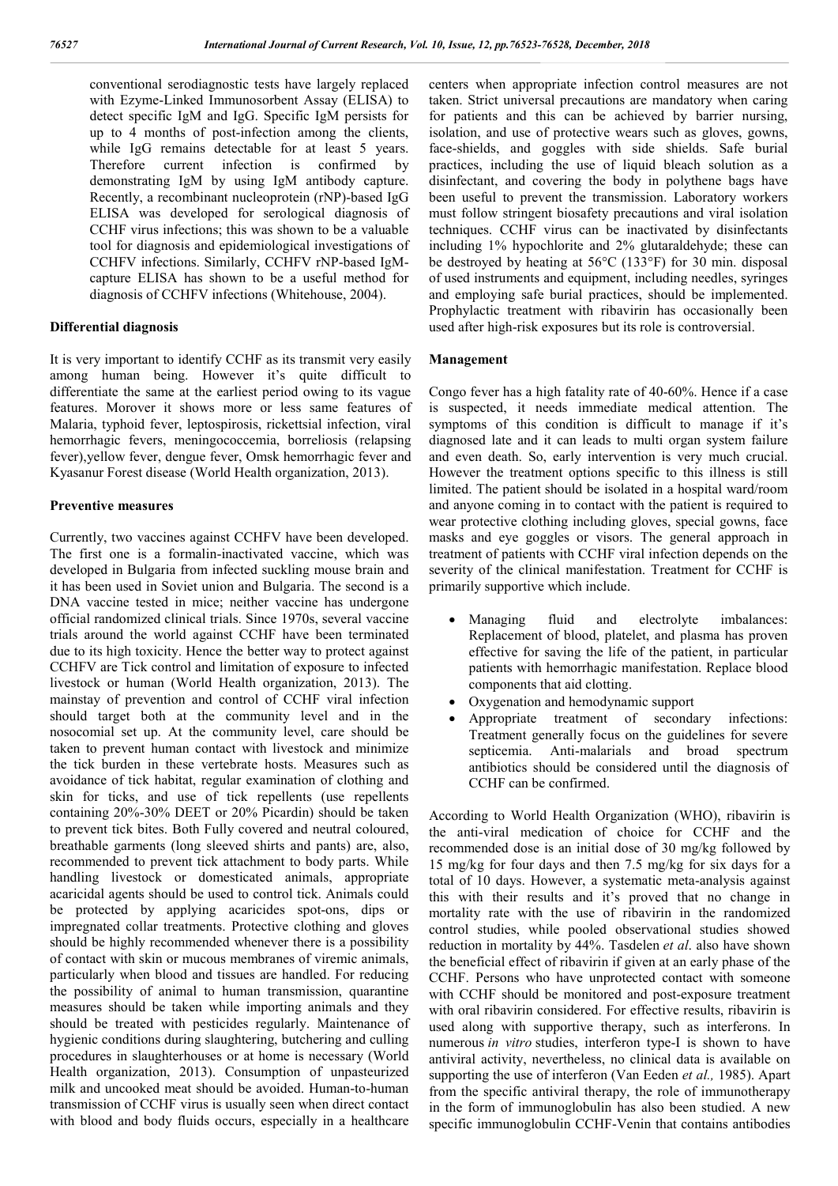conventional serodiagnostic tests have largely replaced with Ezyme-Linked Immunosorbent Assay (ELISA) to detect specific IgM and IgG. Specific IgM persists for up to 4 months of post-infection among the clients, while IgG remains detectable for at least 5 years. Therefore current infection is confirmed by demonstrating IgM by using IgM antibody capture. Recently, a recombinant nucleoprotein (rNP)-based IgG ELISA was developed for serological diagnosis of CCHF virus infections; this was shown to be a valuable tool for diagnosis and epidemiological investigations of CCHFV infections. Similarly, CCHFV rNP-based IgM-capture ELISA has shown to be a useful method for diagnosis of CCHFV infections (Whitehouse, 2004).

**Differential diagnosis**

It is very important to identify CCHF as its transmit very easily among human being. However it's quite difficult to differentiate the same at the earliest period owing to its vague features. Morover it shows more or less same features of Malaria, typhoid fever, leptospirosis, rickettsial infection, viral hemorrhagic fevers, meningococcemia, borreliosis (relapsing fever),yellow fever, dengue fever, Omsk hemorrhagic fever and Kyasanur Forest disease (World Health organization, 2013).

**Preventive measures**

Currently, two vaccines against CCHFV have been developed. The first one is a formalin-inactivated vaccine, which was developed in Bulgaria from infected suckling mouse brain and it has been used in Soviet union and Bulgaria. The second is a DNA vaccine tested in mice; neither vaccine has undergone official randomized clinical trials. Since 1970s, several vaccine trials around the world against CCHF have been terminated due to its high toxicity. Hence the better way to protect against CCHFV are Tick control and limitation of exposure to infected livestock or human (World Health organization, 2013). The mainstay of prevention and control of CCHF viral infection should target both at the community level and in the nosocomial set up. At the community level, care should be taken to prevent human contact with livestock and minimize the tick burden in these vertebrate hosts. Measures such as avoidance of tick habitat, regular examination of clothing and skin for ticks, and use of tick repellents (use repellents containing 20%-30% DEET or 20% Picardin) should be taken to prevent tick bites. Both Fully covered and neutral coloured, breathable garments (long sleeved shirts and pants) are, also, recommended to prevent tick attachment to body parts. While handling livestock or domesticated animals, appropriate acaricidal agents should be used to control tick. Animals could be protected by applying acaricides spot-ons, dips or impregnated collar treatments. Protective clothing and gloves should be highly recommended whenever there is a possibility of contact with skin or mucous membranes of viremic animals, particularly when blood and tissues are handled. For reducing the possibility of animal to human transmission, quarantine measures should be taken while importing animals and they should be treated with pesticides regularly. Maintenance of hygienic conditions during slaughtering, butchering and culling procedures in slaughterhouses or at home is necessary (World Health organization, 2013). Consumption of unpasteurized milk and uncooked meat should be avoided. Human-to-human transmission of CCHF virus is usually seen when direct contact with blood and body fluids occurs, especially in a healthcare centers when appropriate infection control measures are not taken. Strict universal precautions are mandatory when caring for patients and this can be achieved by barrier nursing, isolation, and use of protective wears such as gloves, gowns, face-shields, and goggles with side shields. Safe burial practices, including the use of liquid bleach solution as a disinfectant, and covering the body in polythene bags have been useful to prevent the transmission. Laboratory workers must follow stringent biosafety precautions and viral isolation techniques. CCHF virus can be inactivated by disinfectants including 1% hypochlorite and 2% glutaraldehyde; these can be destroyed by heating at 56°C (133°F) for 30 min. disposal of used instruments and equipment, including needles, syringes and employing safe burial practices, should be implemented. Prophylactic treatment with ribavirin has occasionally been used after high-risk exposures but its role is controversial.

**Management**

Congo fever has a high fatality rate of 40-60%. Hence if a case is suspected, it needs immediate medical attention. The symptoms of this condition is difficult to manage if it's diagnosed late and it can leads to multi organ system failure and even death. So, early intervention is very much crucial. However the treatment options specific to this illness is still limited. The patient should be isolated in a hospital ward/room and anyone coming in to contact with the patient is required to wear protective clothing including gloves, special gowns, face masks and eye goggles or visors. The general approach in treatment of patients with CCHF viral infection depends on the severity of the clinical manifestation. Treatment for CCHF is primarily supportive which include.

- Managing fluid and electrolyte imbalances: Replacement of blood, platelet, and plasma has proven effective for saving the life of the patient, in particular patients with hemorrhagic manifestation. Replace blood components that aid clotting.
- Oxygenation and hemodynamic support
- Appropriate treatment of secondary infections: Treatment generally focus on the guidelines for severe septicemia. Anti-malarials and broad spectrum antibiotics should be considered until the diagnosis of CCHF can be confirmed.

According to World Health Organization (WHO), ribavirin is the anti-viral medication of choice for CCHF and the recommended dose is an initial dose of 30 mg/kg followed by 15 mg/kg for four days and then 7.5 mg/kg for six days for a total of 10 days. However, a systematic meta-analysis against this with their results and it's proved that no change in mortality rate with the use of ribavirin in the randomized control studies, while pooled observational studies showed reduction in mortality by 44%. Tasdelen *et al*. also have shown the beneficial effect of ribavirin if given at an early phase of the CCHF. Persons who have unprotected contact with someone with CCHF should be monitored and post-exposure treatment with oral ribavirin considered. For effective results, ribavirin is used along with supportive therapy, such as interferons. In numerous *in vitro* studies, interferon type-I is shown to have antiviral activity, nevertheless, no clinical data is available on supporting the use of interferon (Van Eeden *et al.,* 1985). Apart from the specific antiviral therapy, the role of immunotherapy in the form of immunoglobulin has also been studied. A new specific immunoglobulin CCHF-Venin that contains antibodies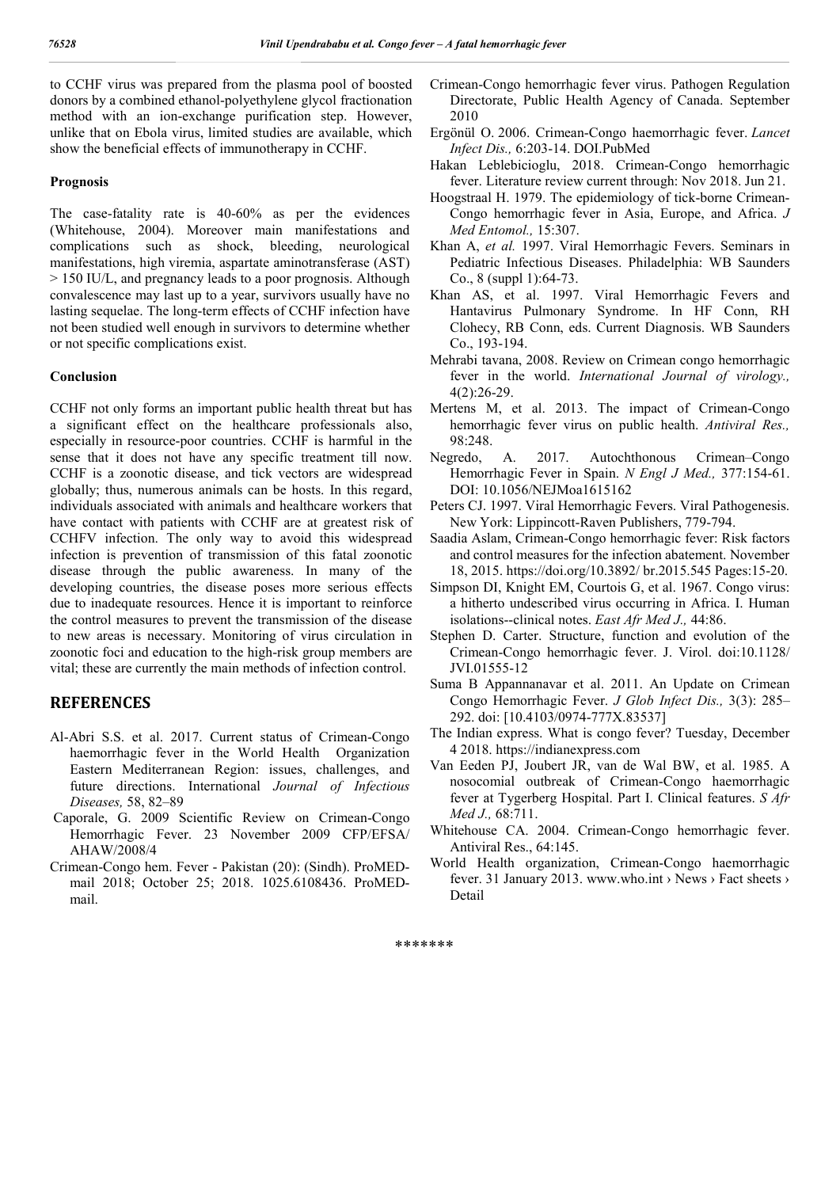to CCHF virus was prepared from the plasma pool of boosted donors by a combined ethanol-polyethylene glycol fractionation method with an ion-exchange purification step. However, unlike that on Ebola virus, limited studies are available, which show the beneficial effects of immunotherapy in CCHF.

### Prognosis

The case-fatality rate is 40-60% as per the evidences (Whitehouse, 2004). Moreover main manifestations and complications such as shock, bleeding, neurological manifestations, high viremia, aspartate aminotransferase (AST) > 150 IU/L, and pregnancy leads to a poor prognosis. Although convalescence may last up to a year, survivors usually have no lasting sequelae. The long-term effects of CCHF infection have not been studied well enough in survivors to determine whether or not specific complications exist.

### Conclusion

CCHF not only forms an important public health threat but has a significant effect on the healthcare professionals also, especially in resource-poor countries. CCHF is harmful in the sense that it does not have any specific treatment till now. CCHF is a zoonotic disease, and tick vectors are widespread globally; thus, numerous animals can be hosts. In this regard, individuals associated with animals and healthcare workers that have contact with patients with CCHF are at greatest risk of CCHFV infection. The only way to avoid this widespread infection is prevention of transmission of this fatal zoonotic disease through the public awareness. In many of the developing countries, the disease poses more serious effects due to inadequate resources. Hence it is important to reinforce the control measures to prevent the transmission of the disease to new areas is necessary. Monitoring of virus circulation in zoonotic foci and education to the high-risk group members are vital; these are currently the main methods of infection control.

## REFERENCES

- Al-Abri S.S. et al. 2017. Current status of Crimean-Congo haemorrhagic fever in the World Health Organization Eastern Mediterranean Region: issues, challenges, and future directions. International *Journal of Infectious Diseases,* 58, 82–89
- Caporale, G. 2009 Scientific Review on Crimean-Congo Hemorrhagic Fever. 23 November 2009 CFP/EFSA/ AHAW/2008/4
- Crimean-Congo hem. Fever - Pakistan (20): (Sindh). ProMED-mail 2018; October 25; 2018. 1025.6108436. ProMED-mail.
- Crimean-Congo hemorrhagic fever virus. Pathogen Regulation Directorate, Public Health Agency of Canada. September 2010
- Ergönül O. 2006. Crimean-Congo haemorrhagic fever. *Lancet Infect Dis.,* 6:203-14. DOI.PubMed
- Hakan Leblebicioglu, 2018. Crimean-Congo hemorrhagic fever. Literature review current through: Nov 2018. Jun 21.
- Hoogstraal H. 1979. The epidemiology of tick-borne Crimean-Congo hemorrhagic fever in Asia, Europe, and Africa. *J Med Entomol.,* 15:307.
- Khan A, *et al.* 1997. Viral Hemorrhagic Fevers. Seminars in Pediatric Infectious Diseases. Philadelphia: WB Saunders Co., 8 (suppl 1):64-73.
- Khan AS, et al. 1997. Viral Hemorrhagic Fevers and Hantavirus Pulmonary Syndrome. In HF Conn, RH Clohecy, RB Conn, eds. Current Diagnosis. WB Saunders Co., 193-194.
- Mehrabi tavana, 2008. Review on Crimean congo hemorrhagic fever in the world. *International Journal of virology.,* 4(2):26-29.
- Mertens M, et al. 2013. The impact of Crimean-Congo hemorrhagic fever virus on public health. *Antiviral Res.,* 98:248.
- Negredo, A. 2017. Autochthonous Crimean–Congo Hemorrhagic Fever in Spain. *N Engl J Med.,* 377:154-61. DOI: 10.1056/NEJMoa1615162
- Peters CJ. 1997. Viral Hemorrhagic Fevers. Viral Pathogenesis. New York: Lippincott-Raven Publishers, 779-794.
- Saadia Aslam, Crimean-Congo hemorrhagic fever: Risk factors and control measures for the infection abatement. November 18, 2015. https://doi.org/10.3892/ br.2015.545 Pages:15-20.
- Simpson DI, Knight EM, Courtois G, et al. 1967. Congo virus: a hitherto undescribed virus occurring in Africa. I. Human isolations--clinical notes. *East Afr Med J.,* 44:86.
- Stephen D. Carter. Structure, function and evolution of the Crimean-Congo hemorrhagic fever. J. Virol. doi:10.1128/ JVI.01555-12
- Suma B Appannanavar et al. 2011. An Update on Crimean Congo Hemorrhagic Fever. *J Glob Infect Dis.,* 3(3): 285–292. doi: [10.4103/0974-777X.83537]
- The Indian express. What is congo fever? Tuesday, December 4 2018. https://indianexpress.com
- Van Eeden PJ, Joubert JR, van de Wal BW, et al. 1985. A nosocomial outbreak of Crimean-Congo haemorrhagic fever at Tygerberg Hospital. Part I. Clinical features. *S Afr Med J.,* 68:711.
- Whitehouse CA. 2004. Crimean-Congo hemorrhagic fever. Antiviral Res., 64:145.
- World Health organization, Crimean-Congo haemorrhagic fever. 31 January 2013. www.who.int › News › Fact sheets › Detail

*******